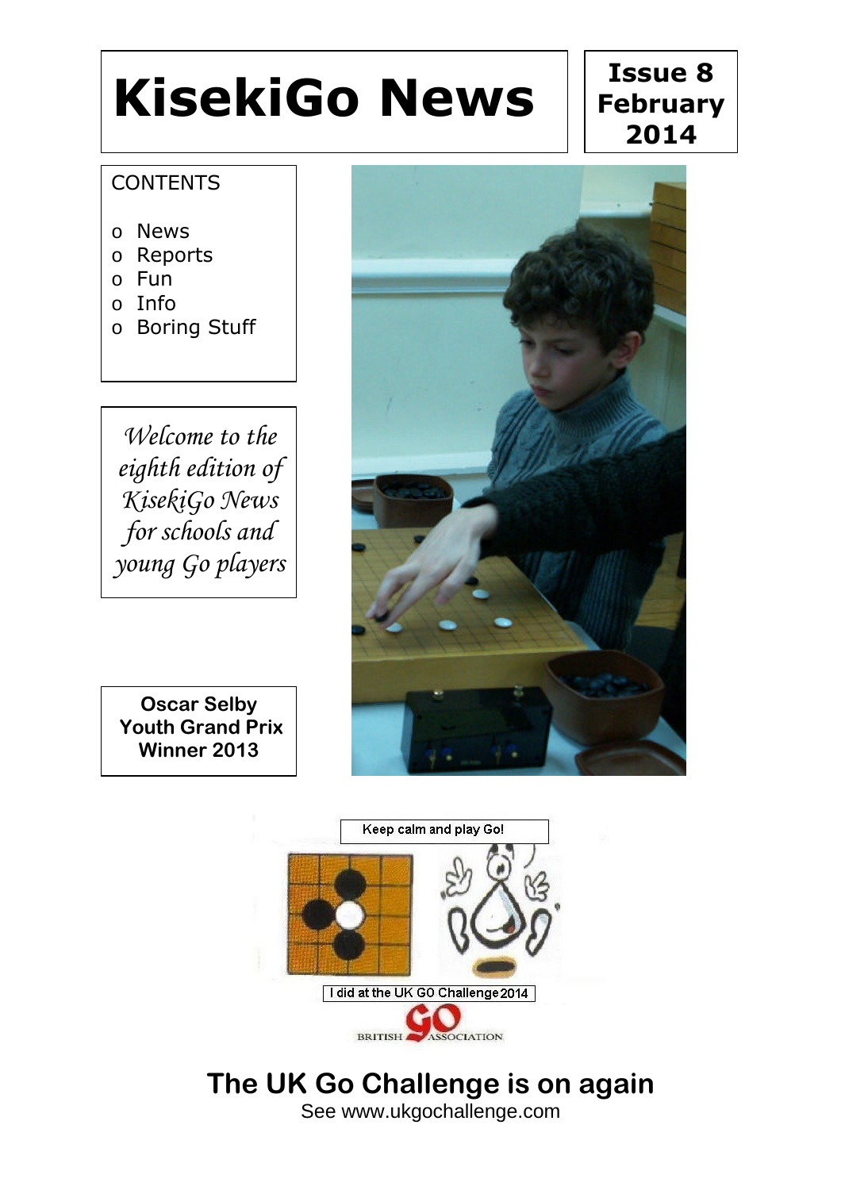# KisekiGo News

**Issue 8 February 2014**

CONTENTS

- News
- Reports
- Fun
- Info
- Boring Stuff

*Welcome to the eighth edition of KisekiGo News for schools and young Go players*

**Oscar Selby Youth Grand Prix Winner 2013**

Keep calm and play Go!

I did at the UK GO Challenge 2014

BRITISH GO ASSOCIATION

## The UK Go Challenge is on again

See www.ukgochallenge.com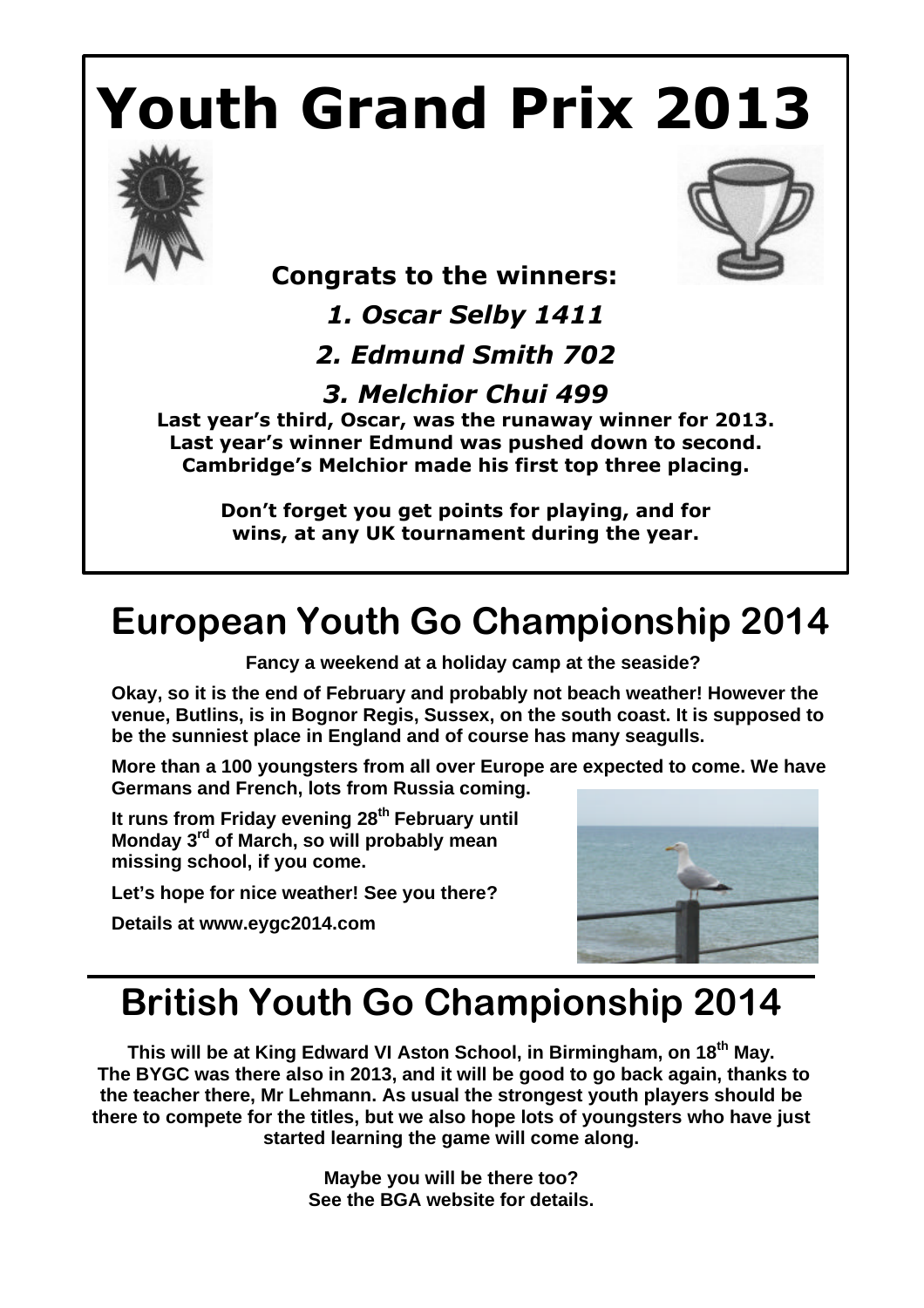# Youth Grand Prix 2013

**Congrats to the winners:**

***1. Oscar Selby 1411***

***2. Edmund Smith 702***

***3. Melchior Chui 499***

**Last year's third, Oscar, was the runaway winner for 2013.**
**Last year's winner Edmund was pushed down to second.**
**Cambridge's Melchior made his first top three placing.**

**Don't forget you get points for playing, and for wins, at any UK tournament during the year.**

# European Youth Go Championship 2014

**Fancy a weekend at a holiday camp at the seaside?**

**Okay, so it is the end of February and probably not beach weather! However the venue, Butlins, is in Bognor Regis, Sussex, on the south coast. It is supposed to be the sunniest place in England and of course has many seagulls.**

**More than a 100 youngsters from all over Europe are expected to come. We have Germans and French, lots from Russia coming.**

**It runs from Friday evening 28th February until Monday 3rd of March, so will probably mean missing school, if you come.**

**Let's hope for nice weather! See you there?**

**Details at www.eygc2014.com**

# British Youth Go Championship 2014

**This will be at King Edward VI Aston School, in Birmingham, on 18th May. The BYGC was there also in 2013, and it will be good to go back again, thanks to the teacher there, Mr Lehmann. As usual the strongest youth players should be there to compete for the titles, but we also hope lots of youngsters who have just started learning the game will come along.**

**Maybe you will be there too?**
**See the BGA website for details.**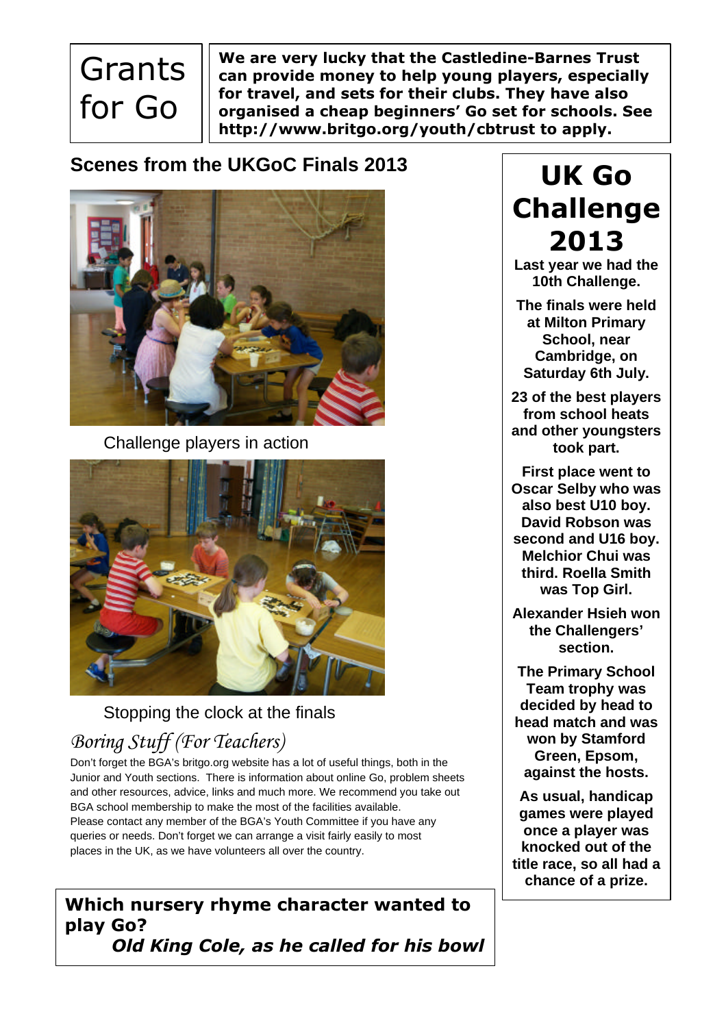# Grants for Go

**We are very lucky that the Castledine-Barnes Trust can provide money to help young players, especially for travel, and sets for their clubs. They have also organised a cheap beginners' Go set for schools. See http://www.britgo.org/youth/cbtrust to apply.**

## Scenes from the UKGoC Finals 2013

Challenge players in action

Stopping the clock at the finals

## *Boring Stuff (For Teachers)*

Don't forget the BGA's britgo.org website has a lot of useful things, both in the Junior and Youth sections. There is information about online Go, problem sheets and other resources, advice, links and much more. We recommend you take out BGA school membership to make the most of the facilities available.

Please contact any member of the BGA's Youth Committee if you have any queries or needs. Don't forget we can arrange a visit fairly easily to most places in the UK, as we have volunteers all over the country.

**Which nursery rhyme character wanted to play Go?**

***Old King Cole, as he called for his bowl***

# UK Go Challenge 2013

**Last year we had the 10th Challenge.**

**The finals were held at Milton Primary School, near Cambridge, on Saturday 6th July.**

**23 of the best players from school heats and other youngsters took part.**

**First place went to Oscar Selby who was also best U10 boy. David Robson was second and U16 boy. Melchior Chui was third. Roella Smith was Top Girl.**

**Alexander Hsieh won the Challengers' section.**

**The Primary School Team trophy was decided by head to head match and was won by Stamford Green, Epsom, against the hosts.**

**As usual, handicap games were played once a player was knocked out of the title race, so all had a chance of a prize.**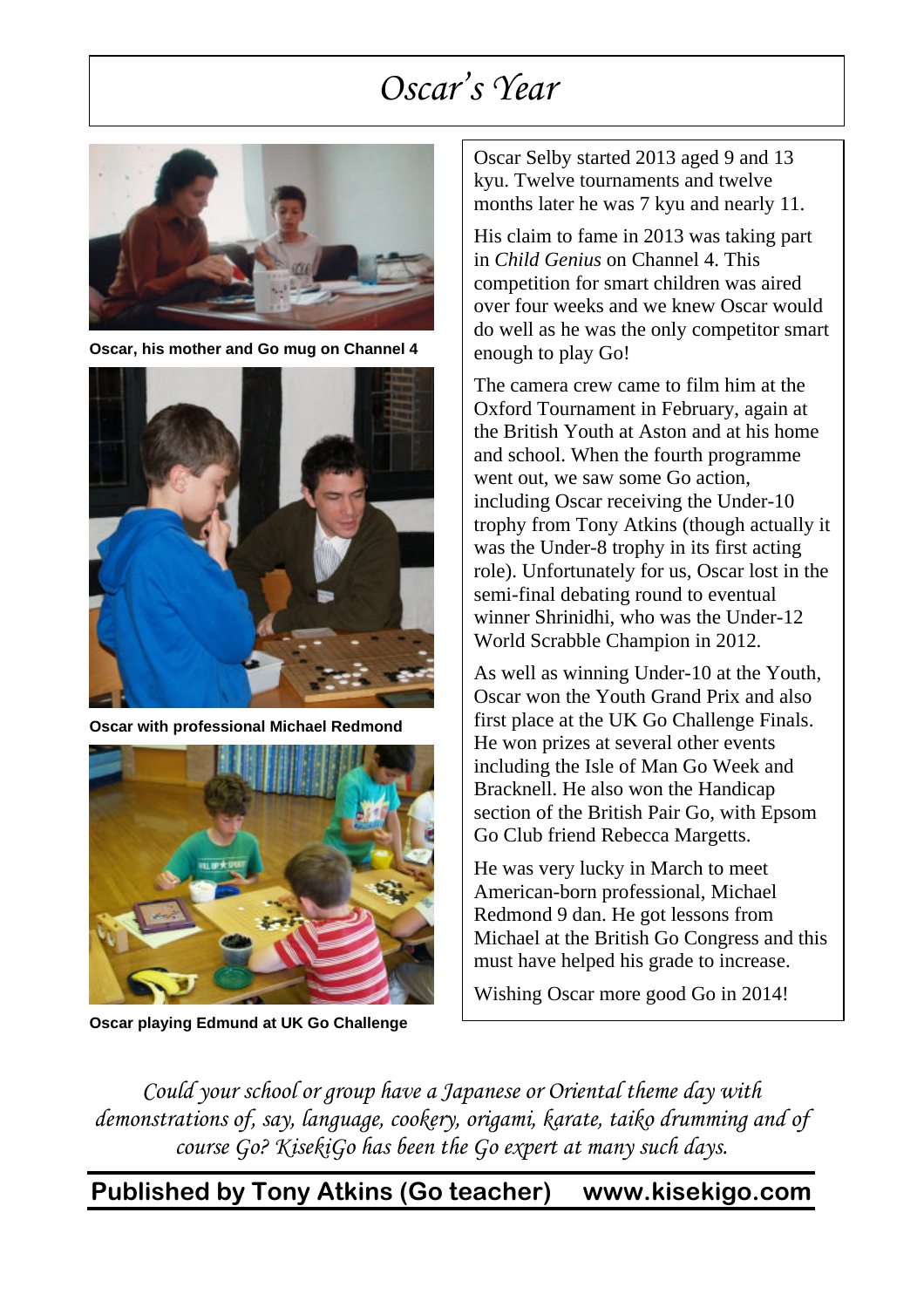# *Oscar's Year*

Oscar, his mother and Go mug on Channel 4

Oscar with professional Michael Redmond

Oscar playing Edmund at UK Go Challenge

Oscar Selby started 2013 aged 9 and 13 kyu. Twelve tournaments and twelve months later he was 7 kyu and nearly 11.

His claim to fame in 2013 was taking part in *Child Genius* on Channel 4. This competition for smart children was aired over four weeks and we knew Oscar would do well as he was the only competitor smart enough to play Go!

The camera crew came to film him at the Oxford Tournament in February, again at the British Youth at Aston and at his home and school. When the fourth programme went out, we saw some Go action, including Oscar receiving the Under-10 trophy from Tony Atkins (though actually it was the Under-8 trophy in its first acting role). Unfortunately for us, Oscar lost in the semi-final debating round to eventual winner Shrinidhi, who was the Under-12 World Scrabble Champion in 2012.

As well as winning Under-10 at the Youth, Oscar won the Youth Grand Prix and also first place at the UK Go Challenge Finals. He won prizes at several other events including the Isle of Man Go Week and Bracknell. He also won the Handicap section of the British Pair Go, with Epsom Go Club friend Rebecca Margetts.

He was very lucky in March to meet American-born professional, Michael Redmond 9 dan. He got lessons from Michael at the British Go Congress and this must have helped his grade to increase.

Wishing Oscar more good Go in 2014!

*Could your school or group have a Japanese or Oriental theme day with demonstrations of, say, language, cookery, origami, karate, taiko drumming and of course Go? KisekiGo has been the Go expert at many such days.*

**Published by Tony Atkins (Go teacher) www.kisekigo.com**